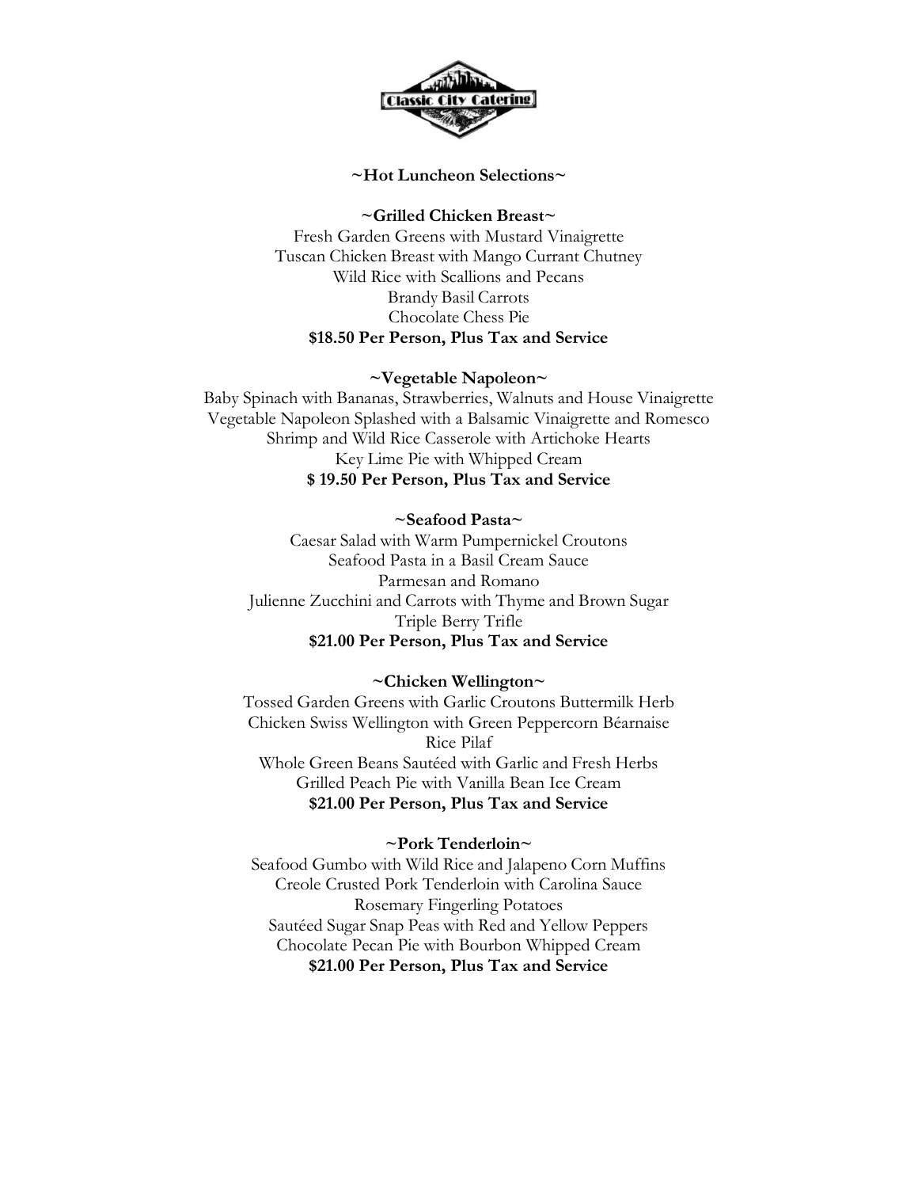Classic City Catering

## ~Hot Luncheon Selections~

### ~Grilled Chicken Breast~

Fresh Garden Greens with Mustard Vinaigrette
Tuscan Chicken Breast with Mango Currant Chutney
Wild Rice with Scallions and Pecans
Brandy Basil Carrots
Chocolate Chess Pie
**$18.50 Per Person, Plus Tax and Service**

### ~Vegetable Napoleon~

Baby Spinach with Bananas, Strawberries, Walnuts and House Vinaigrette
Vegetable Napoleon Splashed with a Balsamic Vinaigrette and Romesco
Shrimp and Wild Rice Casserole with Artichoke Hearts
Key Lime Pie with Whipped Cream
**$ 19.50 Per Person, Plus Tax and Service**

### ~Seafood Pasta~

Caesar Salad with Warm Pumpernickel Croutons
Seafood Pasta in a Basil Cream Sauce
Parmesan and Romano
Julienne Zucchini and Carrots with Thyme and Brown Sugar
Triple Berry Trifle
**$21.00 Per Person, Plus Tax and Service**

### ~Chicken Wellington~

Tossed Garden Greens with Garlic Croutons Buttermilk Herb
Chicken Swiss Wellington with Green Peppercorn Béarnaise
Rice Pilaf
Whole Green Beans Sautéed with Garlic and Fresh Herbs
Grilled Peach Pie with Vanilla Bean Ice Cream
**$21.00 Per Person, Plus Tax and Service**

### ~Pork Tenderloin~

Seafood Gumbo with Wild Rice and Jalapeno Corn Muffins
Creole Crusted Pork Tenderloin with Carolina Sauce
Rosemary Fingerling Potatoes
Sautéed Sugar Snap Peas with Red and Yellow Peppers
Chocolate Pecan Pie with Bourbon Whipped Cream
**$21.00 Per Person, Plus Tax and Service**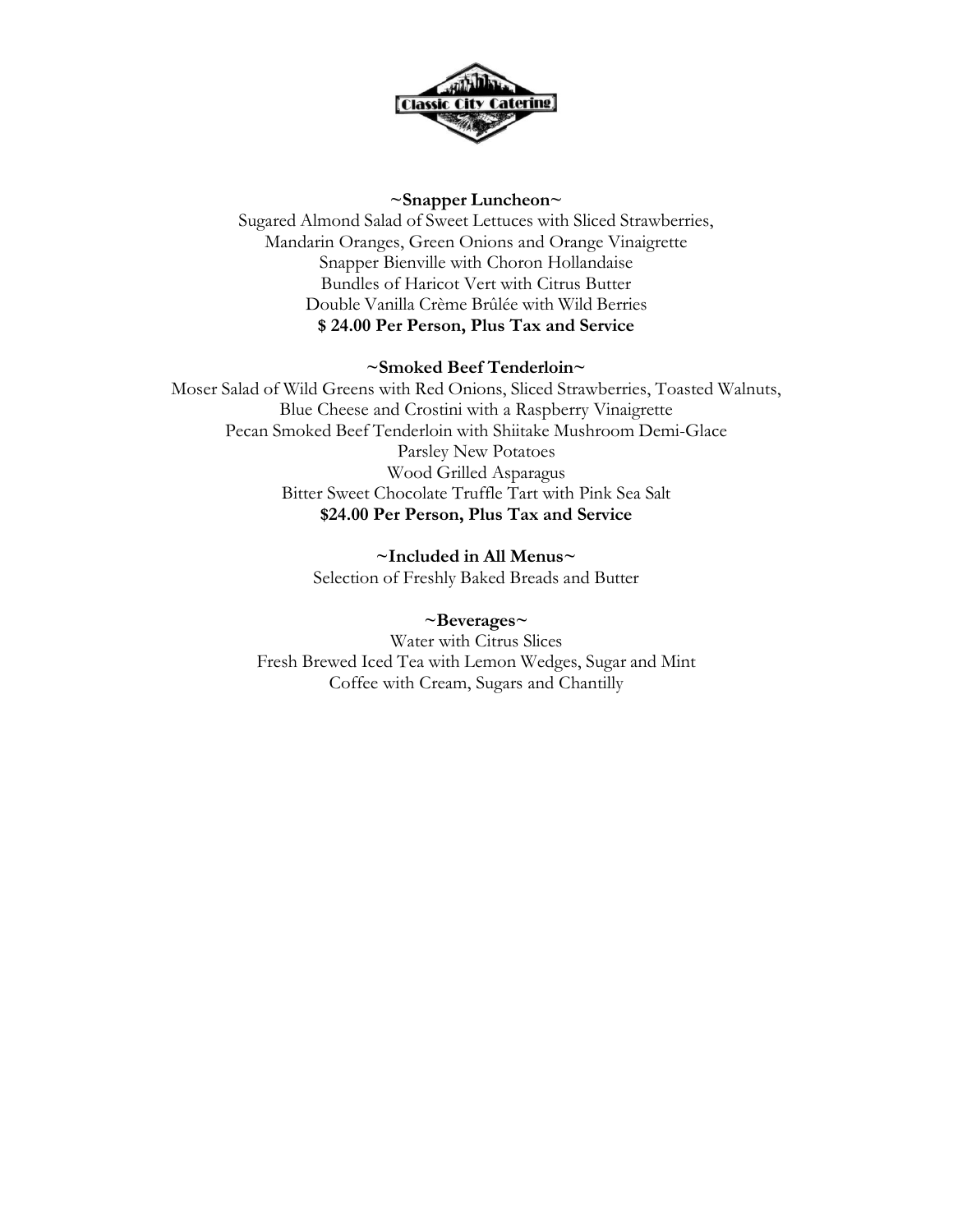**~Snapper Luncheon~**

Sugared Almond Salad of Sweet Lettuces with Sliced Strawberries,
Mandarin Oranges, Green Onions and Orange Vinaigrette
Snapper Bienville with Choron Hollandaise
Bundles of Haricot Vert with Citrus Butter
Double Vanilla Crème Brûlée with Wild Berries
**$ 24.00 Per Person, Plus Tax and Service**

**~Smoked Beef Tenderloin~**

Moser Salad of Wild Greens with Red Onions, Sliced Strawberries, Toasted Walnuts,
Blue Cheese and Crostini with a Raspberry Vinaigrette
Pecan Smoked Beef Tenderloin with Shiitake Mushroom Demi-Glace
Parsley New Potatoes
Wood Grilled Asparagus
Bitter Sweet Chocolate Truffle Tart with Pink Sea Salt
**$24.00 Per Person, Plus Tax and Service**

**~Included in All Menus~**

Selection of Freshly Baked Breads and Butter

**~Beverages~**

Water with Citrus Slices
Fresh Brewed Iced Tea with Lemon Wedges, Sugar and Mint
Coffee with Cream, Sugars and Chantilly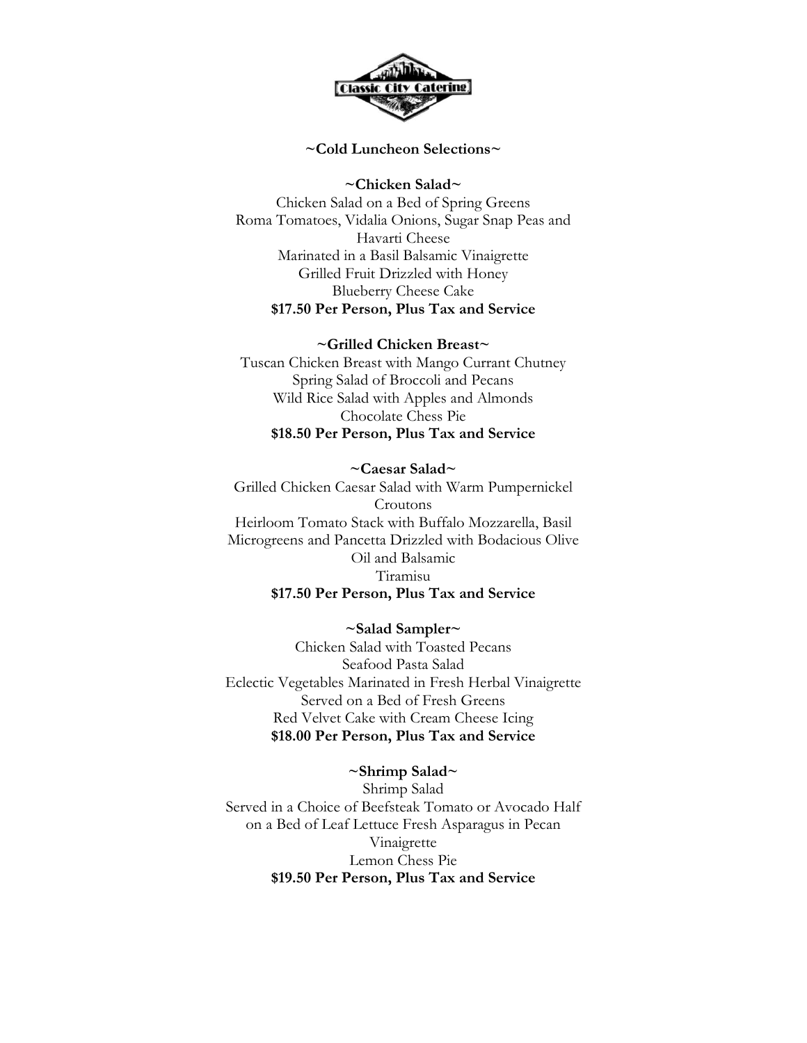## ~Cold Luncheon Selections~

### ~Chicken Salad~

Chicken Salad on a Bed of Spring Greens
Roma Tomatoes, Vidalia Onions, Sugar Snap Peas and Havarti Cheese
Marinated in a Basil Balsamic Vinaigrette
Grilled Fruit Drizzled with Honey
Blueberry Cheese Cake

**$17.50 Per Person, Plus Tax and Service**

### ~Grilled Chicken Breast~

Tuscan Chicken Breast with Mango Currant Chutney
Spring Salad of Broccoli and Pecans
Wild Rice Salad with Apples and Almonds
Chocolate Chess Pie

**$18.50 Per Person, Plus Tax and Service**

### ~Caesar Salad~

Grilled Chicken Caesar Salad with Warm Pumpernickel Croutons
Heirloom Tomato Stack with Buffalo Mozzarella, Basil Microgreens and Pancetta Drizzled with Bodacious Olive Oil and Balsamic
Tiramisu

**$17.50 Per Person, Plus Tax and Service**

### ~Salad Sampler~

Chicken Salad with Toasted Pecans
Seafood Pasta Salad
Eclectic Vegetables Marinated in Fresh Herbal Vinaigrette
Served on a Bed of Fresh Greens
Red Velvet Cake with Cream Cheese Icing

**$18.00 Per Person, Plus Tax and Service**

### ~Shrimp Salad~

Shrimp Salad
Served in a Choice of Beefsteak Tomato or Avocado Half on a Bed of Leaf Lettuce Fresh Asparagus in Pecan Vinaigrette
Lemon Chess Pie

**$19.50 Per Person, Plus Tax and Service**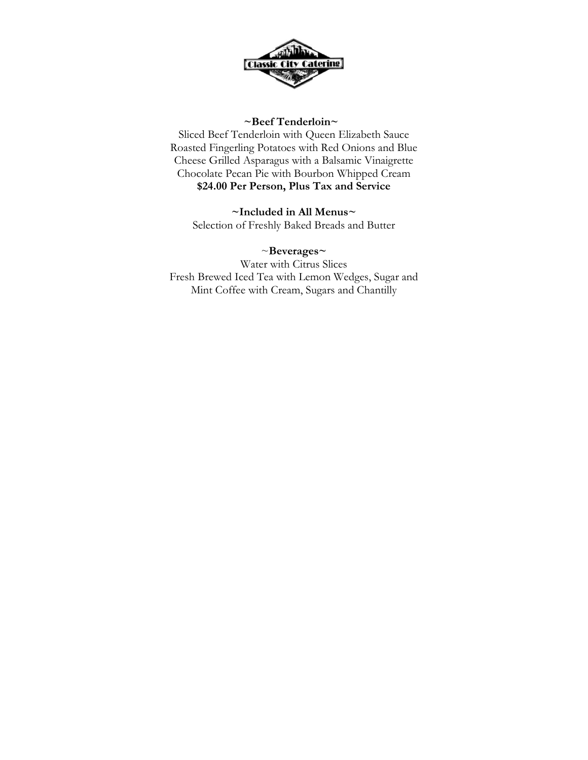**~Beef Tenderloin~**

Sliced Beef Tenderloin with Queen Elizabeth Sauce
Roasted Fingerling Potatoes with Red Onions and Blue Cheese
Grilled Asparagus with a Balsamic Vinaigrette
Chocolate Pecan Pie with Bourbon Whipped Cream
**$24.00 Per Person, Plus Tax and Service**

**~Included in All Menus~**

Selection of Freshly Baked Breads and Butter

~**Beverages~**

Water with Citrus Slices
Fresh Brewed Iced Tea with Lemon Wedges, Sugar and Mint
Coffee with Cream, Sugars and Chantilly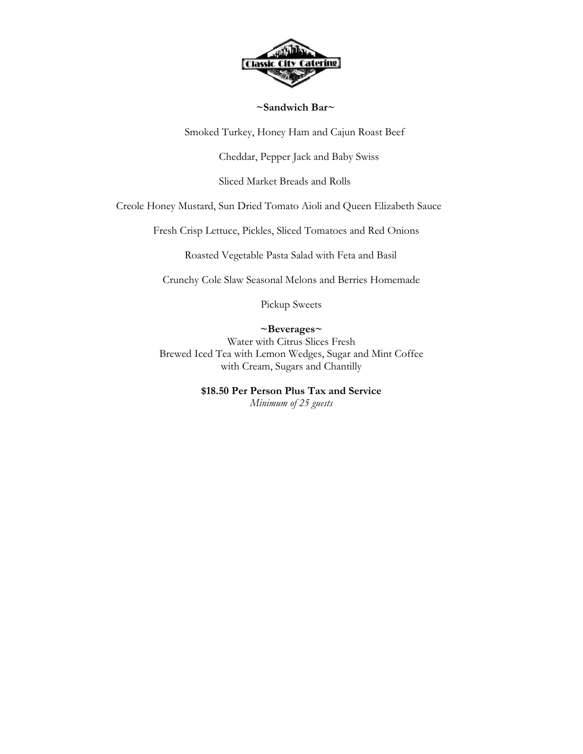## ~Sandwich Bar~

Smoked Turkey, Honey Ham and Cajun Roast Beef

Cheddar, Pepper Jack and Baby Swiss

Sliced Market Breads and Rolls

Creole Honey Mustard, Sun Dried Tomato Aioli and Queen Elizabeth Sauce

Fresh Crisp Lettuce, Pickles, Sliced Tomatoes and Red Onions

Roasted Vegetable Pasta Salad with Feta and Basil

Crunchy Cole Slaw Seasonal Melons and Berries Homemade

Pickup Sweets

## ~Beverages~

Water with Citrus Slices Fresh
Brewed Iced Tea with Lemon Wedges, Sugar and Mint Coffee
with Cream, Sugars and Chantilly

**$18.50 Per Person Plus Tax and Service**
*Minimum of 25 guests*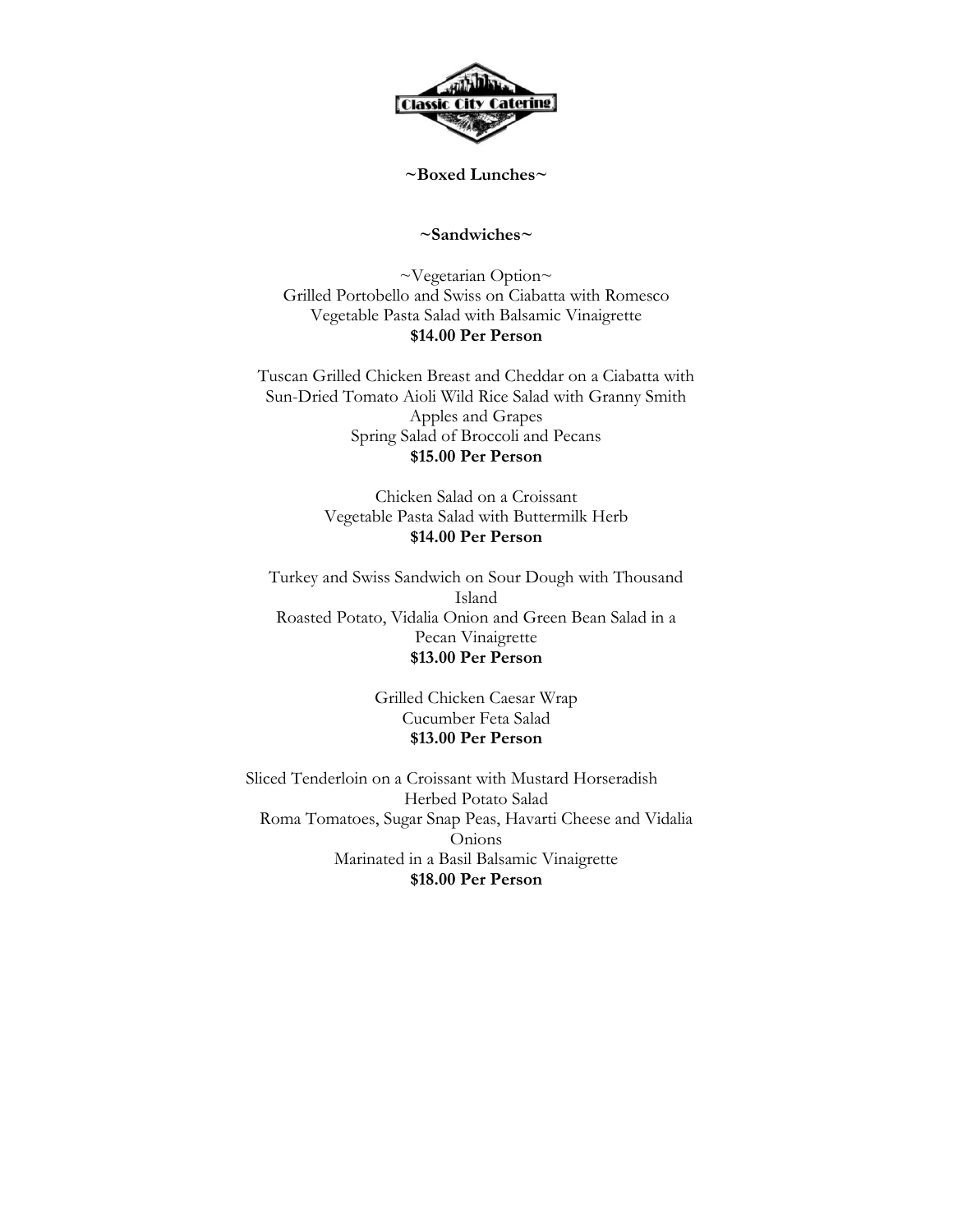**~Boxed Lunches~**

**~Sandwiches~**

~Vegetarian Option~
Grilled Portobello and Swiss on Ciabatta with Romesco
Vegetable Pasta Salad with Balsamic Vinaigrette
**$14.00 Per Person**

Tuscan Grilled Chicken Breast and Cheddar on a Ciabatta with Sun-Dried Tomato Aioli Wild Rice Salad with Granny Smith Apples and Grapes
Spring Salad of Broccoli and Pecans
**$15.00 Per Person**

Chicken Salad on a Croissant
Vegetable Pasta Salad with Buttermilk Herb
**$14.00 Per Person**

Turkey and Swiss Sandwich on Sour Dough with Thousand Island
Roasted Potato, Vidalia Onion and Green Bean Salad in a Pecan Vinaigrette
**$13.00 Per Person**

Grilled Chicken Caesar Wrap
Cucumber Feta Salad
**$13.00 Per Person**

Sliced Tenderloin on a Croissant with Mustard Horseradish
Herbed Potato Salad
Roma Tomatoes, Sugar Snap Peas, Havarti Cheese and Vidalia Onions
Marinated in a Basil Balsamic Vinaigrette
**$18.00 Per Person**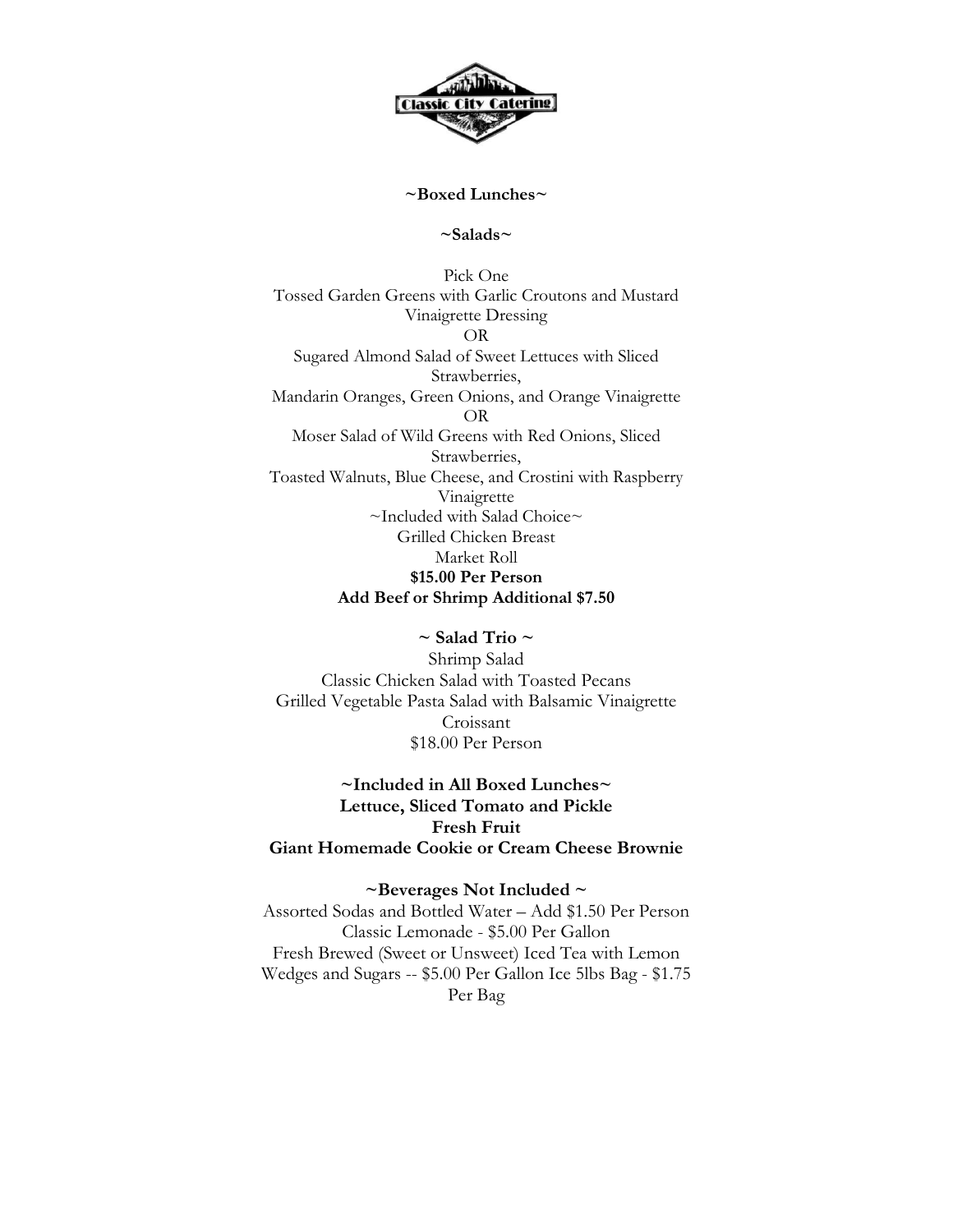**~Boxed Lunches~**

**~Salads~**

Pick One

Tossed Garden Greens with Garlic Croutons and Mustard Vinaigrette Dressing

OR

Sugared Almond Salad of Sweet Lettuces with Sliced Strawberries,
Mandarin Oranges, Green Onions, and Orange Vinaigrette

OR

Moser Salad of Wild Greens with Red Onions, Sliced Strawberries,
Toasted Walnuts, Blue Cheese, and Crostini with Raspberry Vinaigrette

~Included with Salad Choice~

Grilled Chicken Breast

Market Roll

**$15.00 Per Person**

**Add Beef or Shrimp Additional $7.50**

**~ Salad Trio ~**

Shrimp Salad

Classic Chicken Salad with Toasted Pecans

Grilled Vegetable Pasta Salad with Balsamic Vinaigrette

Croissant

$18.00 Per Person

**~Included in All Boxed Lunches~**

**Lettuce, Sliced Tomato and Pickle**

**Fresh Fruit**

**Giant Homemade Cookie or Cream Cheese Brownie**

**~Beverages Not Included ~**

Assorted Sodas and Bottled Water – Add $1.50 Per Person

Classic Lemonade - $5.00 Per Gallon

Fresh Brewed (Sweet or Unsweet) Iced Tea with Lemon Wedges and Sugars -- $5.00 Per Gallon Ice 5lbs Bag - $1.75 Per Bag